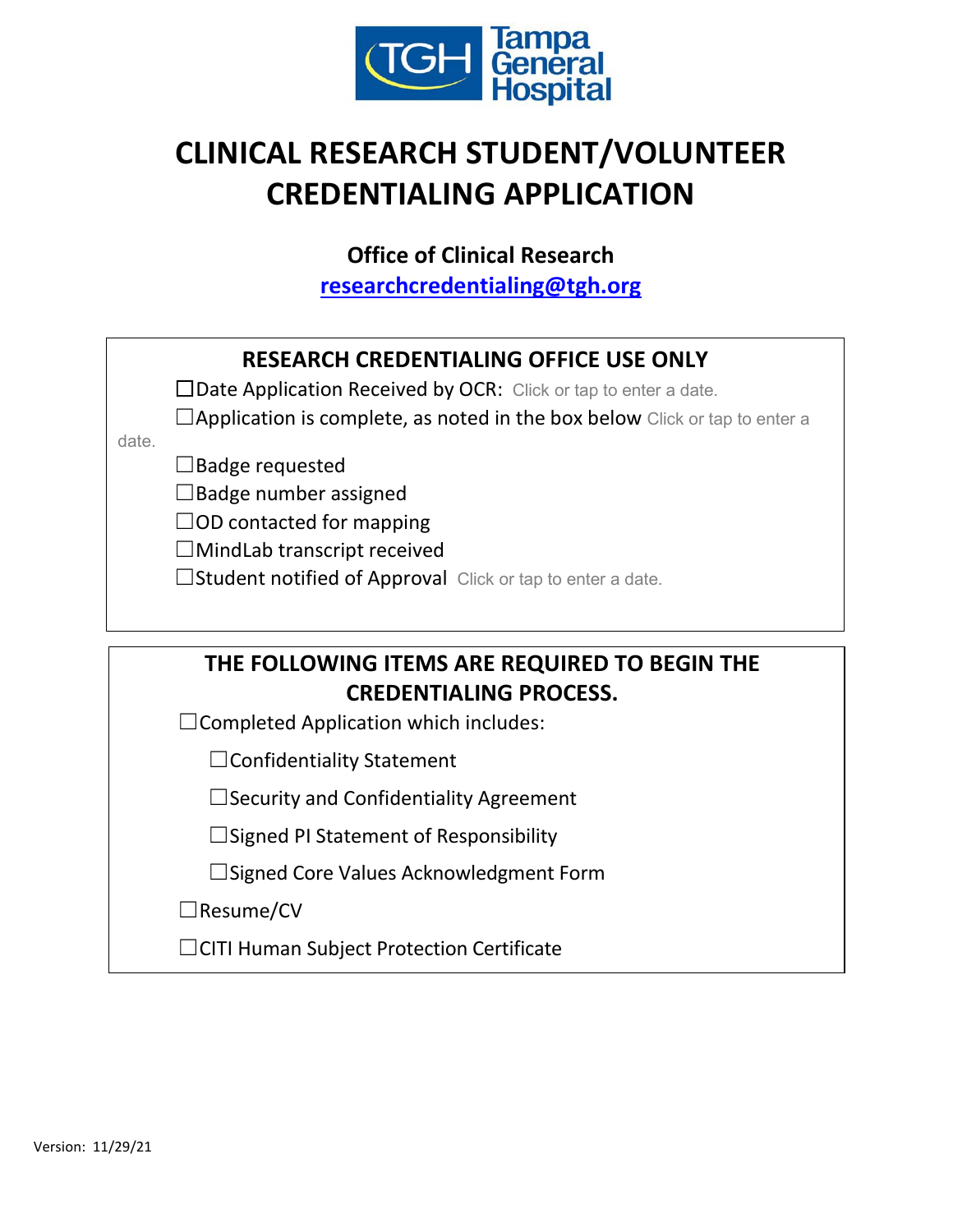# CLINICAL RESEARCH STUDENT/VOLUNTEER CREDENTIALING APPLICATION

**Office of Clinical Research**

**researchcredentialing@tgh.org**

## RESEARCH CREDENTIALING OFFICE USE ONLY

☐Date Application Received by OCR: Click or tap to enter a date.

☐Application is complete, as noted in the box below Click or tap to enter a date.

☐Badge requested

☐Badge number assigned

☐OD contacted for mapping

☐MindLab transcript received

☐Student notified of Approval Click or tap to enter a date.

## THE FOLLOWING ITEMS ARE REQUIRED TO BEGIN THE CREDENTIALING PROCESS.

☐Completed Application which includes:

- ☐Confidentiality Statement
- ☐Security and Confidentiality Agreement
- ☐Signed PI Statement of Responsibility
- ☐Signed Core Values Acknowledgment Form

☐Resume/CV

☐CITI Human Subject Protection Certificate

Version: 11/29/21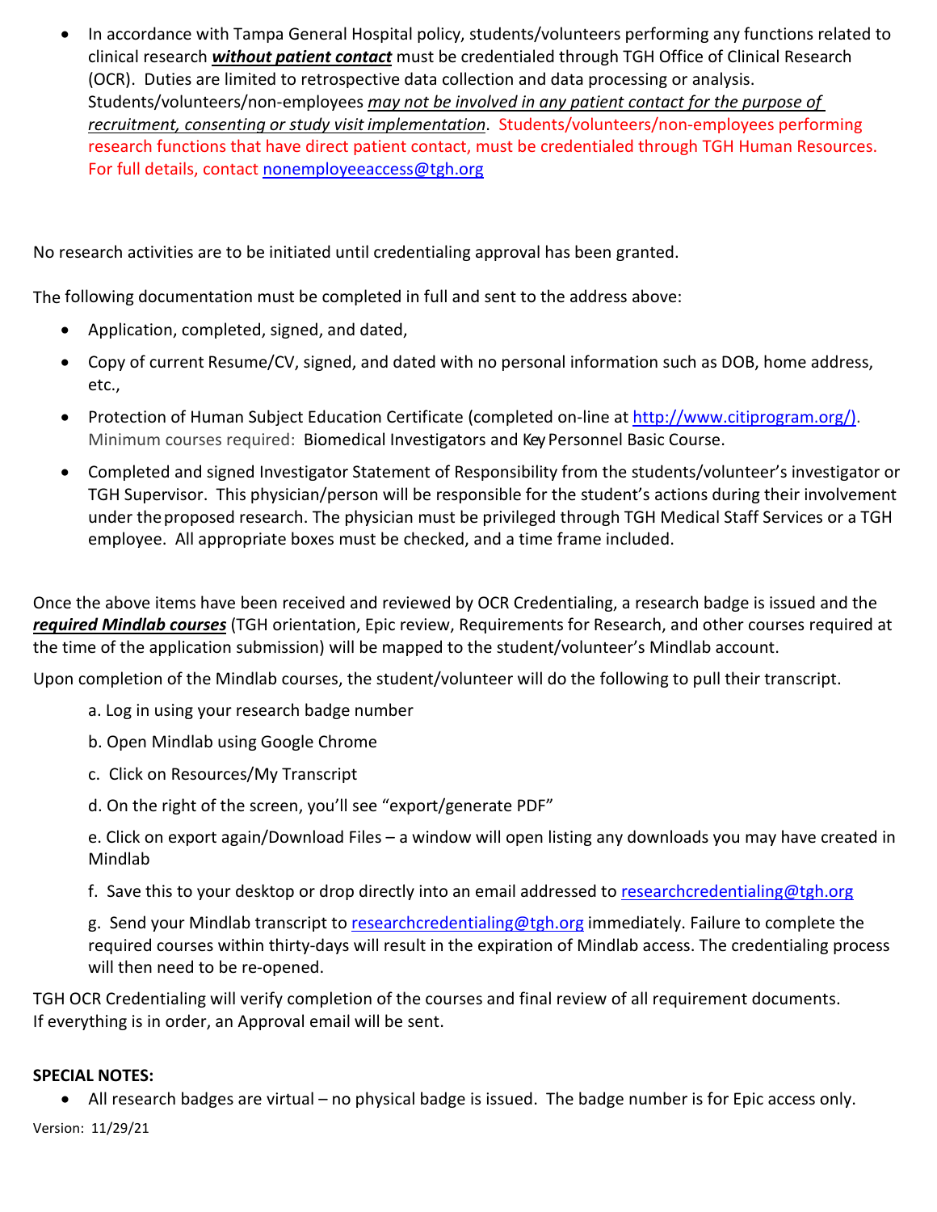- In accordance with Tampa General Hospital policy, students/volunteers performing any functions related to clinical research ***without patient contact*** must be credentialed through TGH Office of Clinical Research (OCR). Duties are limited to retrospective data collection and data processing or analysis. Students/volunteers/non-employees *may not be involved in any patient contact for the purpose of recruitment, consenting or study visit implementation*. Students/volunteers/non-employees performing research functions that have direct patient contact, must be credentialed through TGH Human Resources. For full details, contact nonemployeeaccess@tgh.org

No research activities are to be initiated until credentialing approval has been granted.

The following documentation must be completed in full and sent to the address above:

- Application, completed, signed, and dated,
- Copy of current Resume/CV, signed, and dated with no personal information such as DOB, home address, etc.,
- Protection of Human Subject Education Certificate (completed on-line at http://www.citiprogram.org/). Minimum courses required: Biomedical Investigators and Key Personnel Basic Course.
- Completed and signed Investigator Statement of Responsibility from the students/volunteer's investigator or TGH Supervisor. This physician/person will be responsible for the student's actions during their involvement under the proposed research. The physician must be privileged through TGH Medical Staff Services or a TGH employee. All appropriate boxes must be checked, and a time frame included.

Once the above items have been received and reviewed by OCR Credentialing, a research badge is issued and the ***required Mindlab courses*** (TGH orientation, Epic review, Requirements for Research, and other courses required at the time of the application submission) will be mapped to the student/volunteer's Mindlab account.

Upon completion of the Mindlab courses, the student/volunteer will do the following to pull their transcript.

a. Log in using your research badge number

b. Open Mindlab using Google Chrome

c. Click on Resources/My Transcript

d. On the right of the screen, you'll see "export/generate PDF"

e. Click on export again/Download Files – a window will open listing any downloads you may have created in Mindlab

f. Save this to your desktop or drop directly into an email addressed to researchcredentialing@tgh.org

g. Send your Mindlab transcript to researchcredentialing@tgh.org immediately. Failure to complete the required courses within thirty-days will result in the expiration of Mindlab access. The credentialing process will then need to be re-opened.

TGH OCR Credentialing will verify completion of the courses and final review of all requirement documents. If everything is in order, an Approval email will be sent.

**SPECIAL NOTES:**

- All research badges are virtual – no physical badge is issued. The badge number is for Epic access only.

Version: 11/29/21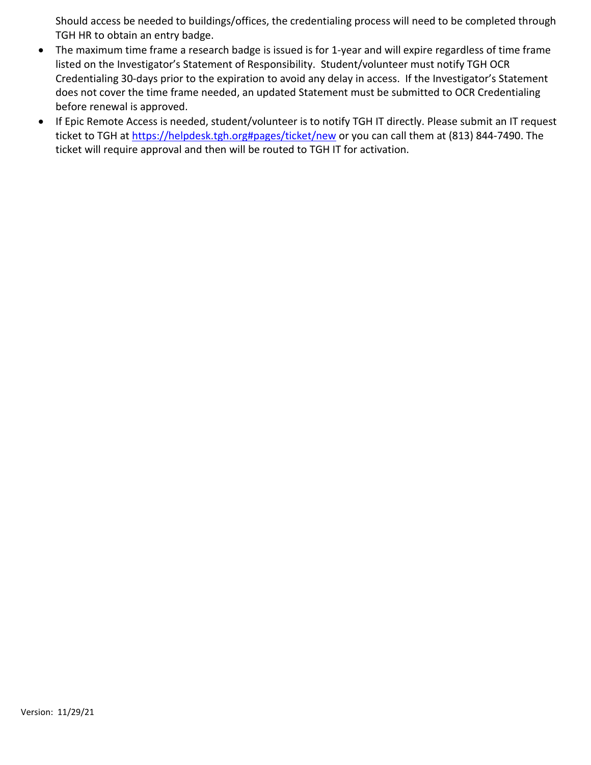Should access be needed to buildings/offices, the credentialing process will need to be completed through TGH HR to obtain an entry badge.

- The maximum time frame a research badge is issued is for 1-year and will expire regardless of time frame listed on the Investigator's Statement of Responsibility. Student/volunteer must notify TGH OCR Credentialing 30-days prior to the expiration to avoid any delay in access. If the Investigator's Statement does not cover the time frame needed, an updated Statement must be submitted to OCR Credentialing before renewal is approved.
- If Epic Remote Access is needed, student/volunteer is to notify TGH IT directly. Please submit an IT request ticket to TGH at [https://helpdesk.tgh.org#pages/ticket/new](https://helpdesk.tgh.org#pages/ticket/new) or you can call them at (813) 844-7490. The ticket will require approval and then will be routed to TGH IT for activation.

Version: 11/29/21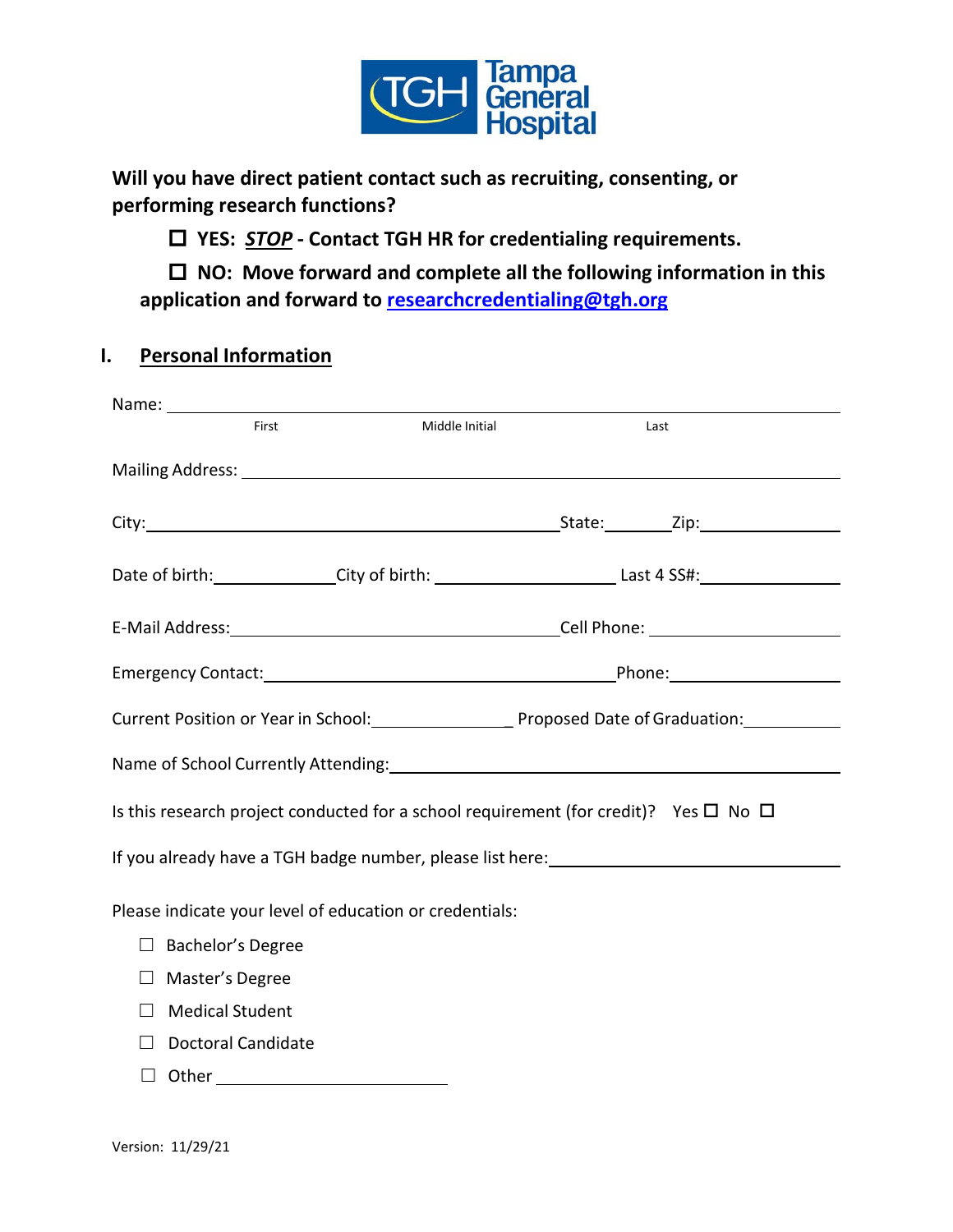**Tampa General Hospital**

**Will you have direct patient contact such as recruiting, consenting, or performing research functions?**

☐ **YES: _STOP_ - Contact TGH HR for credentialing requirements.**

☐ **NO: Move forward and complete all the following information in this application and forward to [researchcredentialing@tgh.org](mailto:researchcredentialing@tgh.org)**

## I. Personal Information

Name: ______________________________________________
First Middle Initial Last

Mailing Address: ______________________________________________

City: ______________________ State: ________ Zip: ______________

Date of birth: ____________ City of birth: __________________ Last 4 SS#: ______________

E-Mail Address: ______________________________ Cell Phone: ____________________

Emergency Contact: ______________________________ Phone: ____________________

Current Position or Year in School: ______________ Proposed Date of Graduation: __________

Name of School Currently Attending: ______________________________________________

Is this research project conducted for a school requirement (for credit)? Yes ☐ No ☐

If you already have a TGH badge number, please list here: ______________________________

Please indicate your level of education or credentials:

- ☐ Bachelor's Degree
- ☐ Master's Degree
- ☐ Medical Student
- ☐ Doctoral Candidate
- ☐ Other ______________________

Version: 11/29/21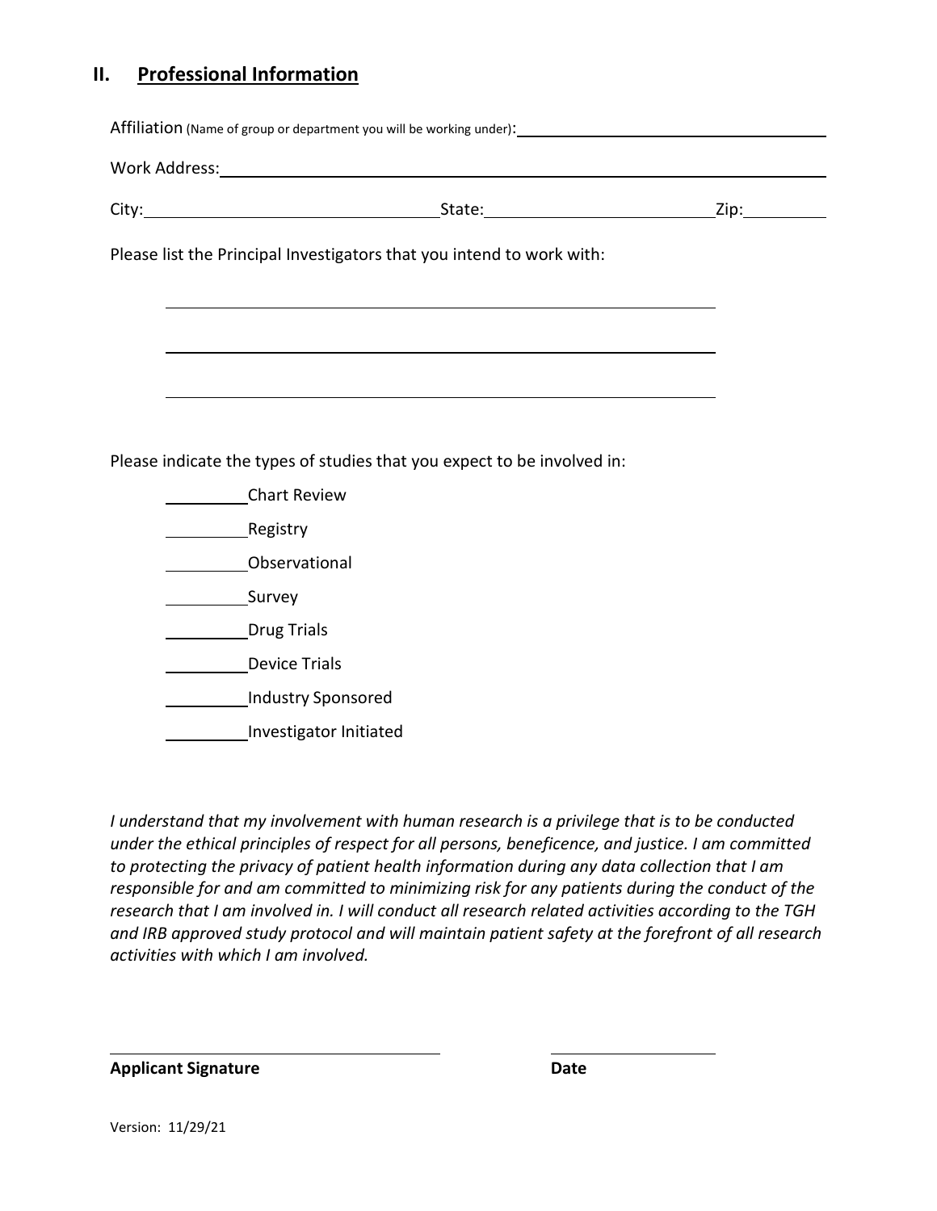## II. **Professional Information**

Affiliation (Name of group or department you will be working under): ______________________________

Work Address: ______________________________________________

City: ______________________ State: ______________________ Zip: __________

Please list the Principal Investigators that you intend to work with:

______________________________________________

______________________________________________

______________________________________________

Please indicate the types of studies that you expect to be involved in:

- ________ Chart Review
- ________ Registry
- ________ Observational
- ________ Survey
- ________ Drug Trials
- ________ Device Trials
- ________ Industry Sponsored
- ________ Investigator Initiated

*I understand that my involvement with human research is a privilege that is to be conducted under the ethical principles of respect for all persons, beneficence, and justice. I am committed to protecting the privacy of patient health information during any data collection that I am responsible for and am committed to minimizing risk for any patients during the conduct of the research that I am involved in. I will conduct all research related activities according to the TGH and IRB approved study protocol and will maintain patient safety at the forefront of all research activities with which I am involved.*

______________________________ ______________

**Applicant Signature** **Date**

Version: 11/29/21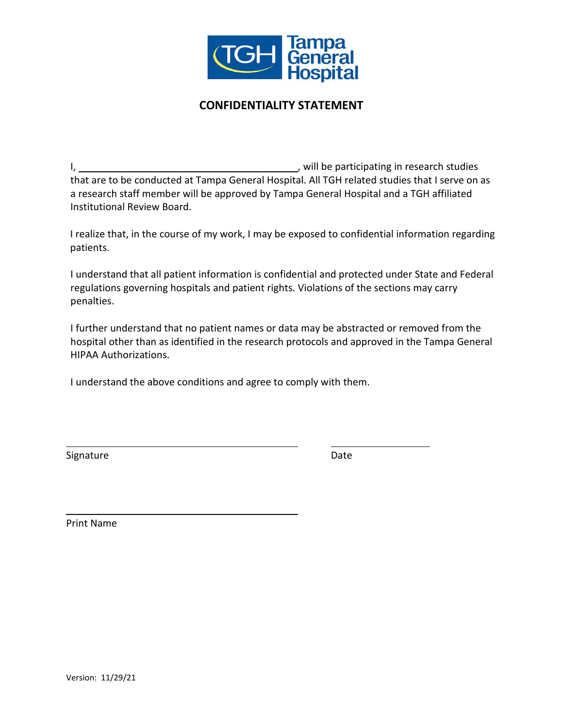Tampa General Hospital

## CONFIDENTIALITY STATEMENT

I, ________________________________________, will be participating in research studies that are to be conducted at Tampa General Hospital. All TGH related studies that I serve on as a research staff member will be approved by Tampa General Hospital and a TGH affiliated Institutional Review Board.

I realize that, in the course of my work, I may be exposed to confidential information regarding patients.

I understand that all patient information is confidential and protected under State and Federal regulations governing hospitals and patient rights. Violations of the sections may carry penalties.

I further understand that no patient names or data may be abstracted or removed from the hospital other than as identified in the research protocols and approved in the Tampa General HIPAA Authorizations.

I understand the above conditions and agree to comply with them.

________________________________________ ____________________

Signature Date

________________________________________

Print Name

Version: 11/29/21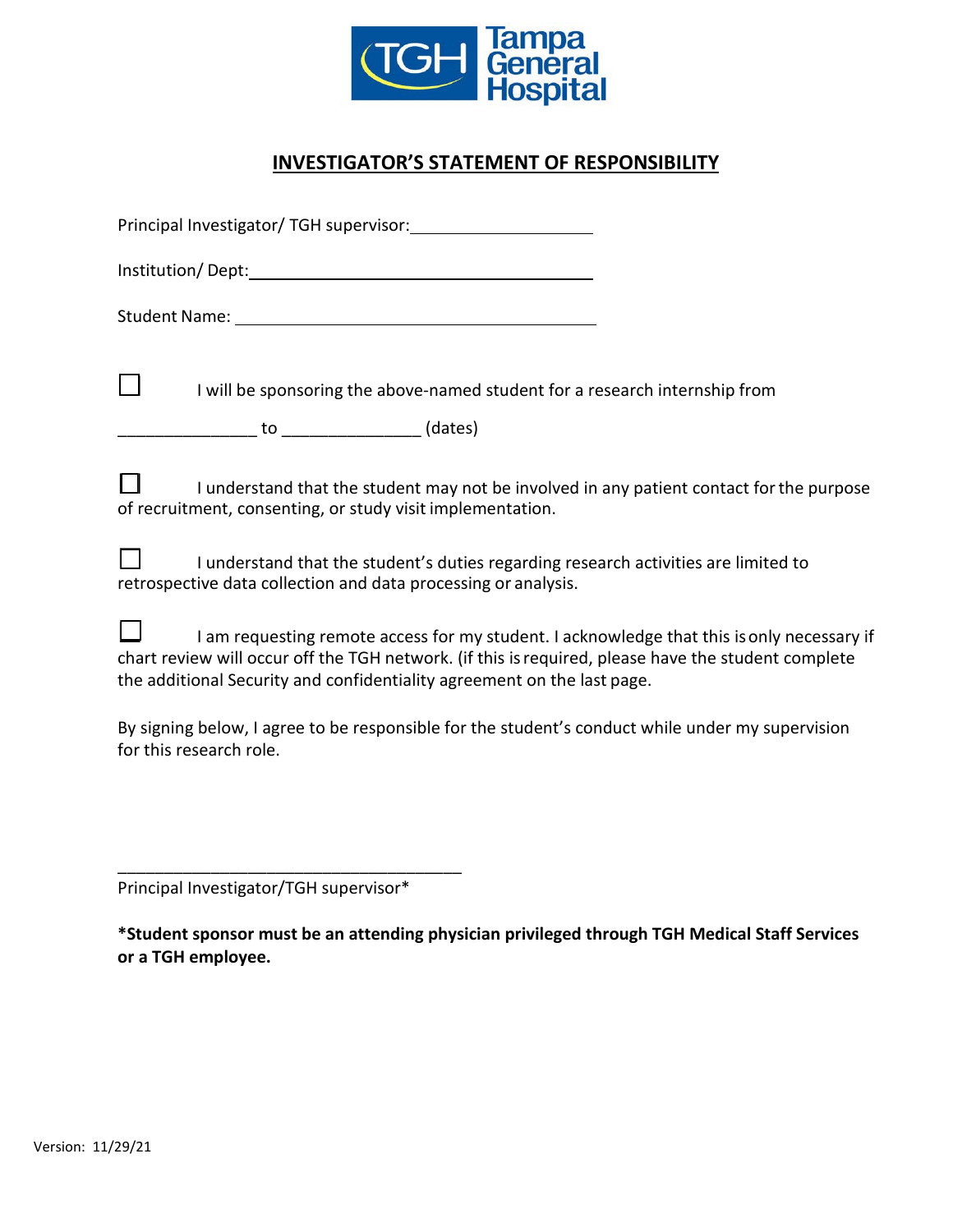Tampa General Hospital

## INVESTIGATOR'S STATEMENT OF RESPONSIBILITY

Principal Investigator/ TGH supervisor: ____________________

Institution/ Dept: ____________________________________

Student Name: ____________________________________

☐ I will be sponsoring the above-named student for a research internship from _______________ to _______________ (dates)

☐ I understand that the student may not be involved in any patient contact for the purpose of recruitment, consenting, or study visit implementation.

☐ I understand that the student's duties regarding research activities are limited to retrospective data collection and data processing or analysis.

☐ I am requesting remote access for my student. I acknowledge that this is only necessary if chart review will occur off the TGH network. (if this is required, please have the student complete the additional Security and confidentiality agreement on the last page.

By signing below, I agree to be responsible for the student's conduct while under my supervision for this research role.

_______________________________________

Principal Investigator/TGH supervisor*

**\*Student sponsor must be an attending physician privileged through TGH Medical Staff Services or a TGH employee.**

Version: 11/29/21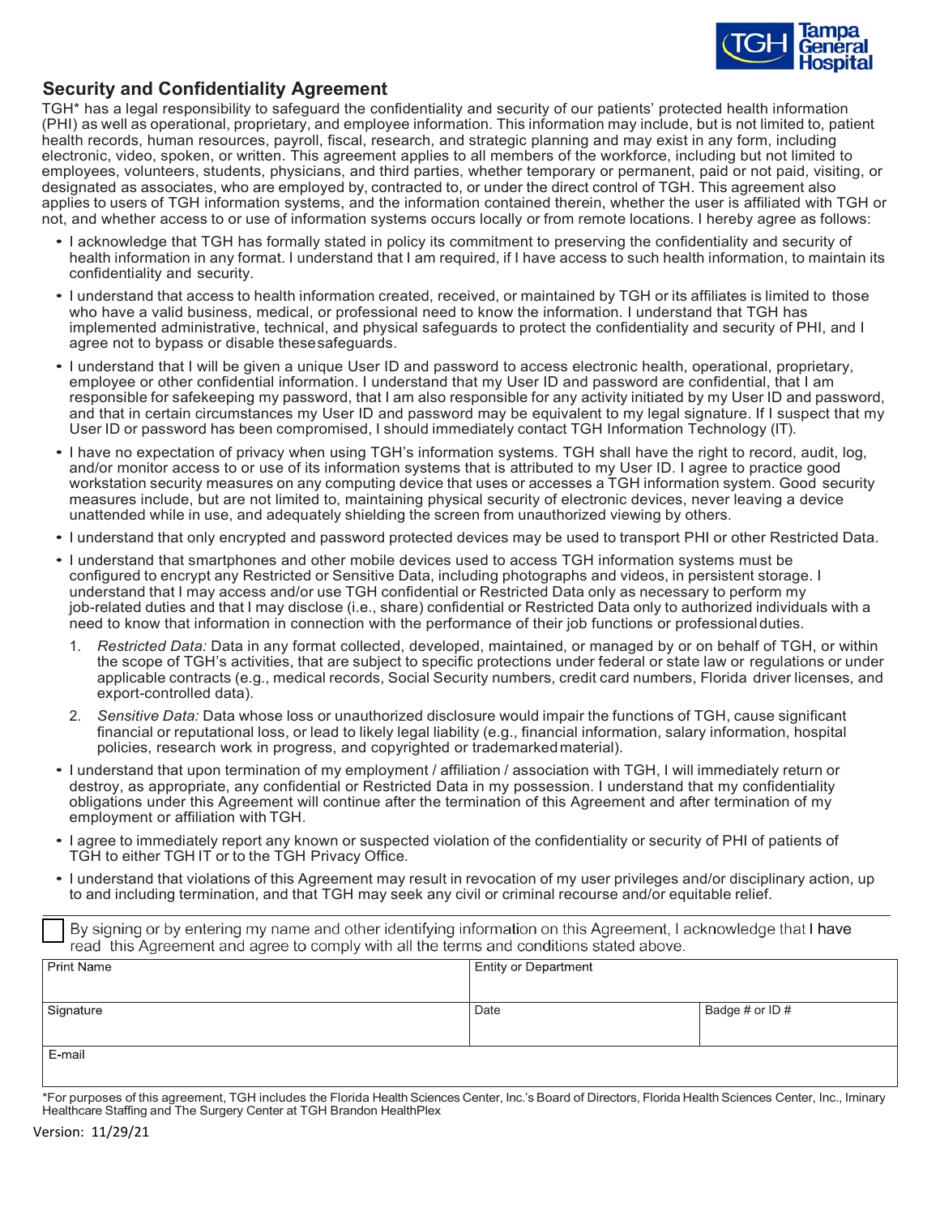Tampa General Hospital

## Security and Confidentiality Agreement

TGH* has a legal responsibility to safeguard the confidentiality and security of our patients' protected health information (PHI) as well as operational, proprietary, and employee information. This information may include, but is not limited to, patient health records, human resources, payroll, fiscal, research, and strategic planning and may exist in any form, including electronic, video, spoken, or written. This agreement applies to all members of the workforce, including but not limited to employees, volunteers, students, physicians, and third parties, whether temporary or permanent, paid or not paid, visiting, or designated as associates, who are employed by, contracted to, or under the direct control of TGH. This agreement also applies to users of TGH information systems, and the information contained therein, whether the user is affiliated with TGH or not, and whether access to or use of information systems occurs locally or from remote locations. I hereby agree as follows:

- I acknowledge that TGH has formally stated in policy its commitment to preserving the confidentiality and security of health information in any format. I understand that I am required, if I have access to such health information, to maintain its confidentiality and security.
- I understand that access to health information created, received, or maintained by TGH or its affiliates is limited to those who have a valid business, medical, or professional need to know the information. I understand that TGH has implemented administrative, technical, and physical safeguards to protect the confidentiality and security of PHI, and I agree not to bypass or disable these safeguards.
- I understand that I will be given a unique User ID and password to access electronic health, operational, proprietary, employee or other confidential information. I understand that my User ID and password are confidential, that I am responsible for safekeeping my password, that I am also responsible for any activity initiated by my User ID and password, and that in certain circumstances my User ID and password may be equivalent to my legal signature. If I suspect that my User ID or password has been compromised, I should immediately contact TGH Information Technology (IT).
- I have no expectation of privacy when using TGH's information systems. TGH shall have the right to record, audit, log, and/or monitor access to or use of its information systems that is attributed to my User ID. I agree to practice good workstation security measures on any computing device that uses or accesses a TGH information system. Good security measures include, but are not limited to, maintaining physical security of electronic devices, never leaving a device unattended while in use, and adequately shielding the screen from unauthorized viewing by others.
- I understand that only encrypted and password protected devices may be used to transport PHI or other Restricted Data.
- I understand that smartphones and other mobile devices used to access TGH information systems must be configured to encrypt any Restricted or Sensitive Data, including photographs and videos, in persistent storage. I understand that I may access and/or use TGH confidential or Restricted Data only as necessary to perform my job-related duties and that I may disclose (i.e., share) confidential or Restricted Data only to authorized individuals with a need to know that information in connection with the performance of their job functions or professional duties.
  1. *Restricted Data:* Data in any format collected, developed, maintained, or managed by or on behalf of TGH, or within the scope of TGH's activities, that are subject to specific protections under federal or state law or regulations or under applicable contracts (e.g., medical records, Social Security numbers, credit card numbers, Florida driver licenses, and export-controlled data).
  2. *Sensitive Data:* Data whose loss or unauthorized disclosure would impair the functions of TGH, cause significant financial or reputational loss, or lead to likely legal liability (e.g., financial information, salary information, hospital policies, research work in progress, and copyrighted or trademarked material).
- I understand that upon termination of my employment / affiliation / association with TGH, I will immediately return or destroy, as appropriate, any confidential or Restricted Data in my possession. I understand that my confidentiality obligations under this Agreement will continue after the termination of this Agreement and after termination of my employment or affiliation with TGH.
- I agree to immediately report any known or suspected violation of the confidentiality or security of PHI of patients of TGH to either TGH IT or to the TGH Privacy Office.
- I understand that violations of this Agreement may result in revocation of my user privileges and/or disciplinary action, up to and including termination, and that TGH may seek any civil or criminal recourse and/or equitable relief.

☐ By signing or by entering my name and other identifying information on this Agreement, I acknowledge that I have read this Agreement and agree to comply with all the terms and conditions stated above.

| Print Name | Entity or Department | |
|---|---|---|
| Signature | Date | Badge # or ID # |
| E-mail | | |

*For purposes of this agreement, TGH includes the Florida Health Sciences Center, Inc.'s Board of Directors, Florida Health Sciences Center, Inc., Iminary Healthcare Staffing and The Surgery Center at TGH Brandon HealthPlex

Version: 11/29/21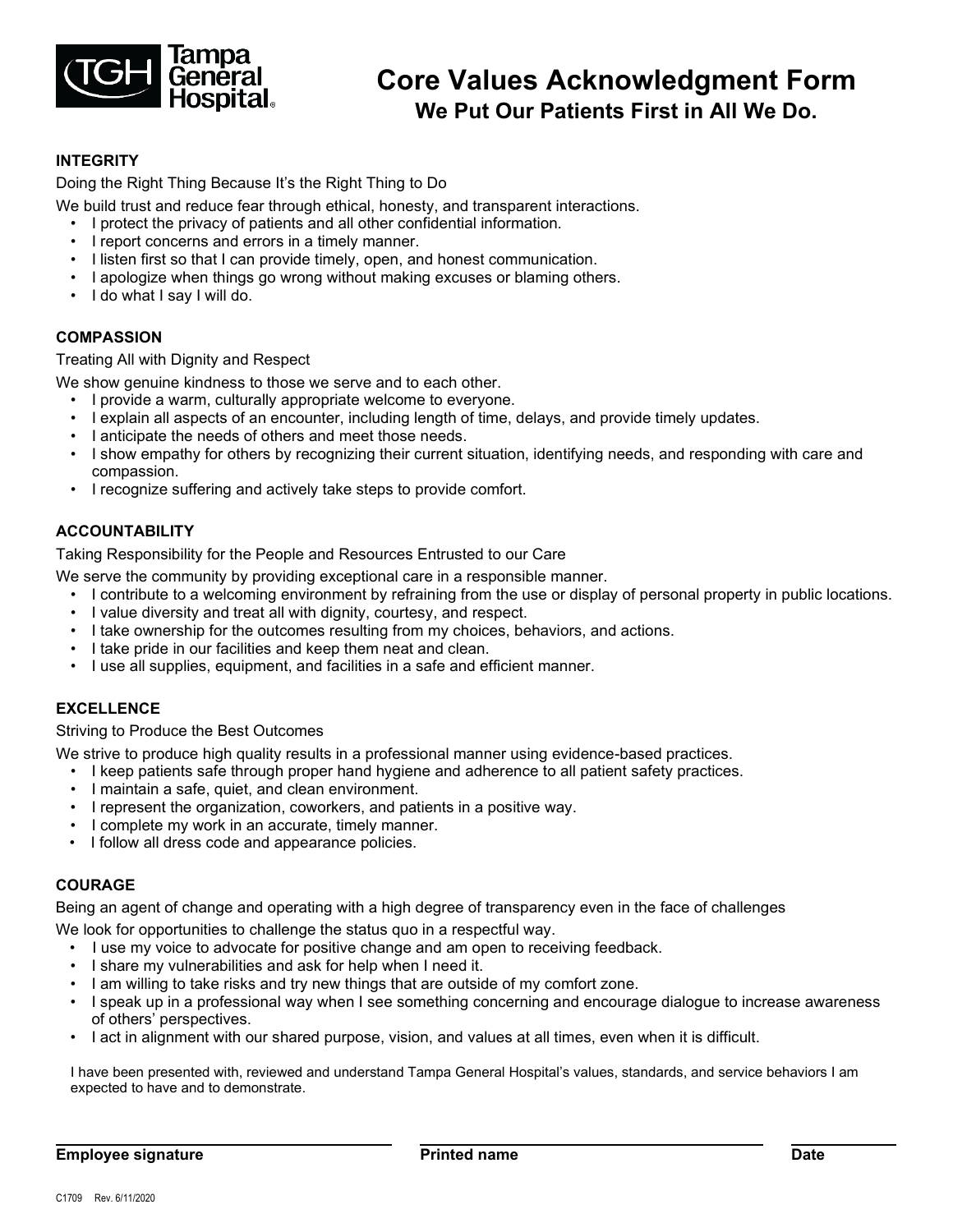Tampa General Hospital

# Core Values Acknowledgment Form

## We Put Our Patients First in All We Do.

### INTEGRITY

Doing the Right Thing Because It's the Right Thing to Do

We build trust and reduce fear through ethical, honesty, and transparent interactions.

- I protect the privacy of patients and all other confidential information.
- I report concerns and errors in a timely manner.
- I listen first so that I can provide timely, open, and honest communication.
- I apologize when things go wrong without making excuses or blaming others.
- I do what I say I will do.

### COMPASSION

Treating All with Dignity and Respect

We show genuine kindness to those we serve and to each other.

- I provide a warm, culturally appropriate welcome to everyone.
- I explain all aspects of an encounter, including length of time, delays, and provide timely updates.
- I anticipate the needs of others and meet those needs.
- I show empathy for others by recognizing their current situation, identifying needs, and responding with care and compassion.
- I recognize suffering and actively take steps to provide comfort.

### ACCOUNTABILITY

Taking Responsibility for the People and Resources Entrusted to our Care

We serve the community by providing exceptional care in a responsible manner.

- I contribute to a welcoming environment by refraining from the use or display of personal property in public locations.
- I value diversity and treat all with dignity, courtesy, and respect.
- I take ownership for the outcomes resulting from my choices, behaviors, and actions.
- I take pride in our facilities and keep them neat and clean.
- I use all supplies, equipment, and facilities in a safe and efficient manner.

### EXCELLENCE

Striving to Produce the Best Outcomes

We strive to produce high quality results in a professional manner using evidence-based practices.

- I keep patients safe through proper hand hygiene and adherence to all patient safety practices.
- I maintain a safe, quiet, and clean environment.
- I represent the organization, coworkers, and patients in a positive way.
- I complete my work in an accurate, timely manner.
- I follow all dress code and appearance policies.

### COURAGE

Being an agent of change and operating with a high degree of transparency even in the face of challenges

We look for opportunities to challenge the status quo in a respectful way.

- I use my voice to advocate for positive change and am open to receiving feedback.
- I share my vulnerabilities and ask for help when I need it.
- I am willing to take risks and try new things that are outside of my comfort zone.
- I speak up in a professional way when I see something concerning and encourage dialogue to increase awareness of others' perspectives.
- I act in alignment with our shared purpose, vision, and values at all times, even when it is difficult.

I have been presented with, reviewed and understand Tampa General Hospital's values, standards, and service behaviors I am expected to have and to demonstrate.

**Employee signature** \_\_\_\_\_\_\_\_\_\_\_\_\_\_\_\_\_\_\_\_ **Printed name** \_\_\_\_\_\_\_\_\_\_\_\_\_\_\_\_\_\_\_\_ **Date** \_\_\_\_\_\_\_\_\_\_

C1709 Rev. 6/11/2020